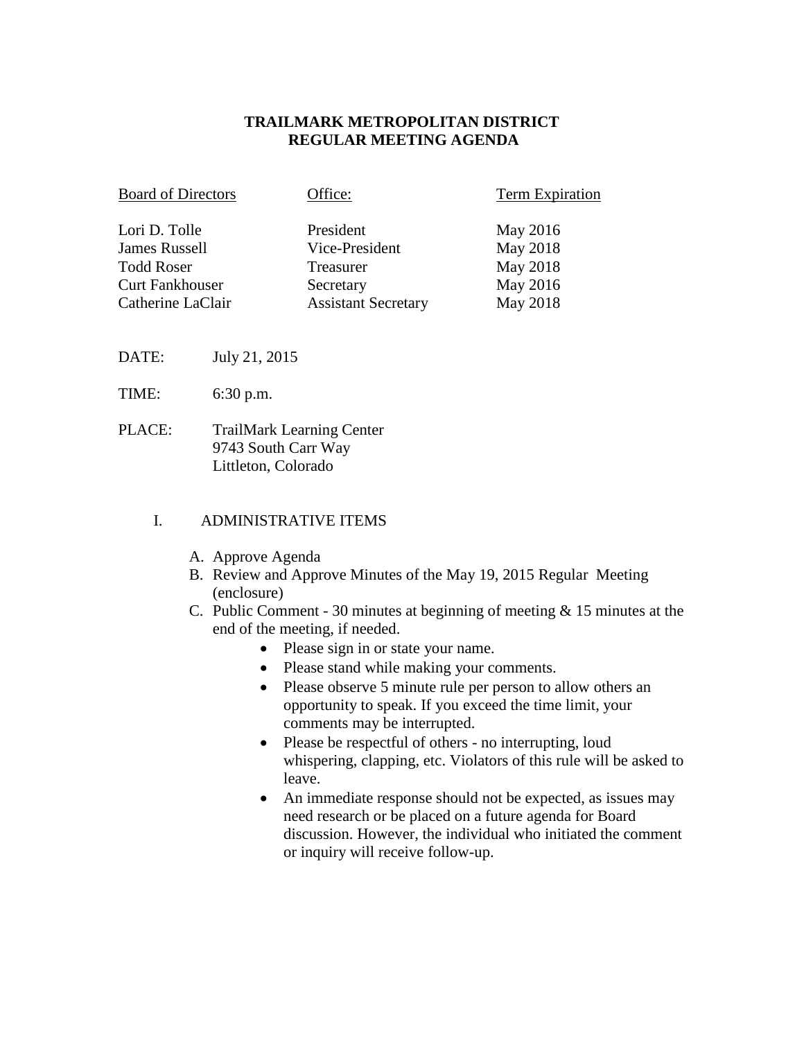# TRAILMARK METROPOLITAN DISTRICT
## REGULAR MEETING AGENDA

| Board of Directors | Office: | Term Expiration |
|---|---|---|
| Lori D. Tolle | President | May 2016 |
| James Russell | Vice-President | May 2018 |
| Todd Roser | Treasurer | May 2018 |
| Curt Fankhouser | Secretary | May 2016 |
| Catherine LaClair | Assistant Secretary | May 2018 |

DATE: July 21, 2015

TIME: 6:30 p.m.

PLACE: TrailMark Learning Center
9743 South Carr Way
Littleton, Colorado

I. ADMINISTRATIVE ITEMS

A. Approve Agenda
B. Review and Approve Minutes of the May 19, 2015 Regular Meeting (enclosure)
C. Public Comment - 30 minutes at beginning of meeting & 15 minutes at the end of the meeting, if needed.
   - Please sign in or state your name.
   - Please stand while making your comments.
   - Please observe 5 minute rule per person to allow others an opportunity to speak. If you exceed the time limit, your comments may be interrupted.
   - Please be respectful of others - no interrupting, loud whispering, clapping, etc. Violators of this rule will be asked to leave.
   - An immediate response should not be expected, as issues may need research or be placed on a future agenda for Board discussion. However, the individual who initiated the comment or inquiry will receive follow-up.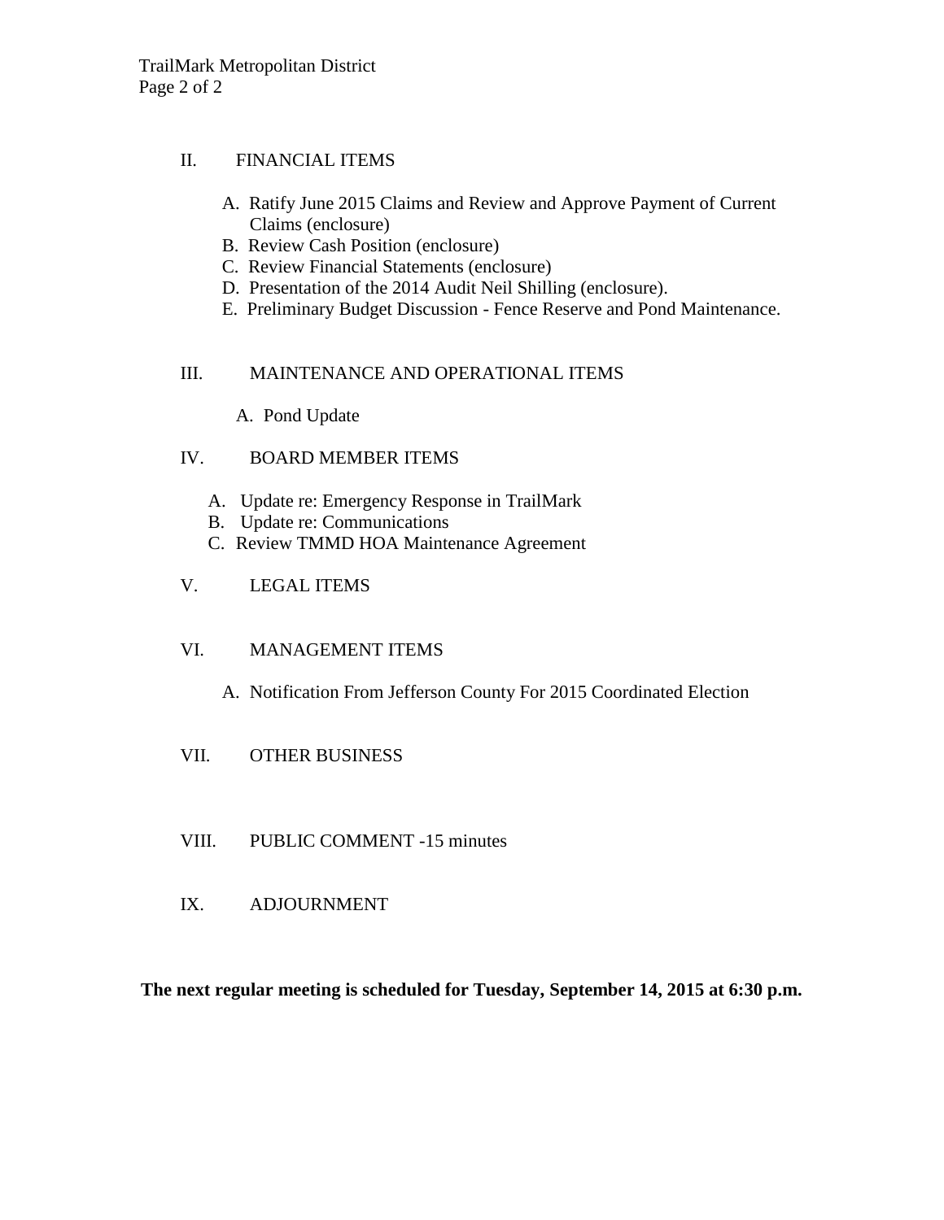II. FINANCIAL ITEMS

A. Ratify June 2015 Claims and Review and Approve Payment of Current Claims (enclosure)
B. Review Cash Position (enclosure)
C. Review Financial Statements (enclosure)
D. Presentation of the 2014 Audit Neil Shilling (enclosure).
E. Preliminary Budget Discussion - Fence Reserve and Pond Maintenance.

III. MAINTENANCE AND OPERATIONAL ITEMS

A. Pond Update

IV. BOARD MEMBER ITEMS

A. Update re: Emergency Response in TrailMark
B. Update re: Communications
C. Review TMMD HOA Maintenance Agreement

V. LEGAL ITEMS

VI. MANAGEMENT ITEMS

A. Notification From Jefferson County For 2015 Coordinated Election

VII. OTHER BUSINESS

VIII. PUBLIC COMMENT -15 minutes

IX. ADJOURNMENT

**The next regular meeting is scheduled for Tuesday, September 14, 2015 at 6:30 p.m.**